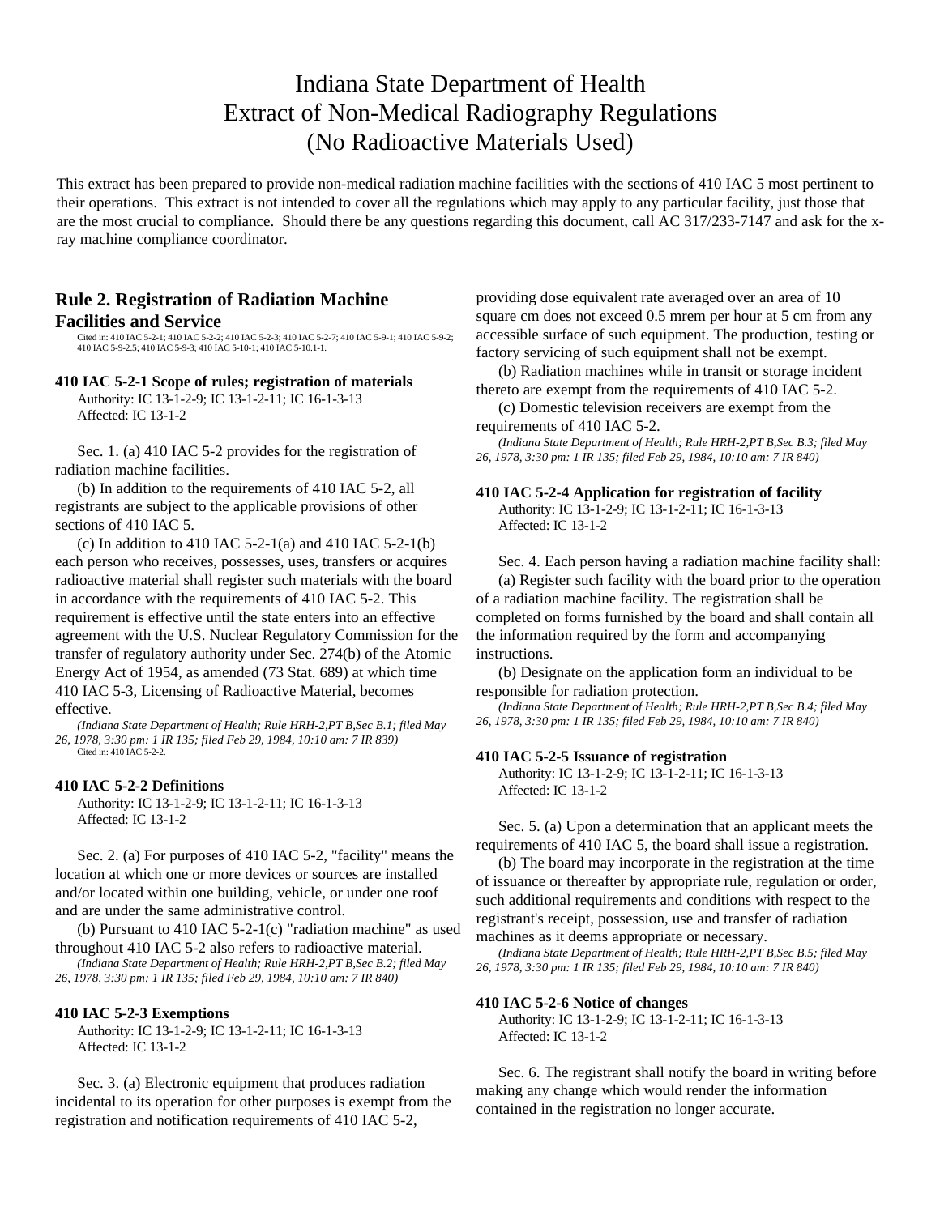# Indiana State Department of Health
# Extract of Non-Medical Radiography Regulations
# (No Radioactive Materials Used)

This extract has been prepared to provide non-medical radiation machine facilities with the sections of 410 IAC 5 most pertinent to their operations. This extract is not intended to cover all the regulations which may apply to any particular facility, just those that are the most crucial to compliance. Should there be any questions regarding this document, call AC 317/233-7147 and ask for the x-ray machine compliance coordinator.

## Rule 2. Registration of Radiation Machine Facilities and Service

Cited in: 410 IAC 5-2-1; 410 IAC 5-2-2; 410 IAC 5-2-3; 410 IAC 5-2-7; 410 IAC 5-9-1; 410 IAC 5-9-2; 410 IAC 5-9-2.5; 410 IAC 5-9-3; 410 IAC 5-10-1; 410 IAC 5-10.1-1.

**410 IAC 5-2-1 Scope of rules; registration of materials**

Authority: IC 13-1-2-9; IC 13-1-2-11; IC 16-1-3-13
Affected: IC 13-1-2

Sec. 1. (a) 410 IAC 5-2 provides for the registration of radiation machine facilities.

(b) In addition to the requirements of 410 IAC 5-2, all registrants are subject to the applicable provisions of other sections of 410 IAC 5.

(c) In addition to 410 IAC 5-2-1(a) and 410 IAC 5-2-1(b) each person who receives, possesses, uses, transfers or acquires radioactive material shall register such materials with the board in accordance with the requirements of 410 IAC 5-2. This requirement is effective until the state enters into an effective agreement with the U.S. Nuclear Regulatory Commission for the transfer of regulatory authority under Sec. 274(b) of the Atomic Energy Act of 1954, as amended (73 Stat. 689) at which time 410 IAC 5-3, Licensing of Radioactive Material, becomes effective.

*(Indiana State Department of Health; Rule HRH-2,PT B,Sec B.1; filed May 26, 1978, 3:30 pm: 1 IR 135; filed Feb 29, 1984, 10:10 am: 7 IR 839)*

Cited in: 410 IAC 5-2-2.

**410 IAC 5-2-2 Definitions**

Authority: IC 13-1-2-9; IC 13-1-2-11; IC 16-1-3-13
Affected: IC 13-1-2

Sec. 2. (a) For purposes of 410 IAC 5-2, "facility" means the location at which one or more devices or sources are installed and/or located within one building, vehicle, or under one roof and are under the same administrative control.

(b) Pursuant to 410 IAC 5-2-1(c) "radiation machine" as used throughout 410 IAC 5-2 also refers to radioactive material.

*(Indiana State Department of Health; Rule HRH-2,PT B,Sec B.2; filed May 26, 1978, 3:30 pm: 1 IR 135; filed Feb 29, 1984, 10:10 am: 7 IR 840)*

**410 IAC 5-2-3 Exemptions**

Authority: IC 13-1-2-9; IC 13-1-2-11; IC 16-1-3-13
Affected: IC 13-1-2

Sec. 3. (a) Electronic equipment that produces radiation incidental to its operation for other purposes is exempt from the registration and notification requirements of 410 IAC 5-2, providing dose equivalent rate averaged over an area of 10 square cm does not exceed 0.5 mrem per hour at 5 cm from any accessible surface of such equipment. The production, testing or factory servicing of such equipment shall not be exempt.

(b) Radiation machines while in transit or storage incident thereto are exempt from the requirements of 410 IAC 5-2.

(c) Domestic television receivers are exempt from the requirements of 410 IAC 5-2.

*(Indiana State Department of Health; Rule HRH-2,PT B,Sec B.3; filed May 26, 1978, 3:30 pm: 1 IR 135; filed Feb 29, 1984, 10:10 am: 7 IR 840)*

**410 IAC 5-2-4 Application for registration of facility**

Authority: IC 13-1-2-9; IC 13-1-2-11; IC 16-1-3-13
Affected: IC 13-1-2

Sec. 4. Each person having a radiation machine facility shall:

(a) Register such facility with the board prior to the operation of a radiation machine facility. The registration shall be completed on forms furnished by the board and shall contain all the information required by the form and accompanying instructions.

(b) Designate on the application form an individual to be responsible for radiation protection.

*(Indiana State Department of Health; Rule HRH-2,PT B,Sec B.4; filed May 26, 1978, 3:30 pm: 1 IR 135; filed Feb 29, 1984, 10:10 am: 7 IR 840)*

**410 IAC 5-2-5 Issuance of registration**

Authority: IC 13-1-2-9; IC 13-1-2-11; IC 16-1-3-13
Affected: IC 13-1-2

Sec. 5. (a) Upon a determination that an applicant meets the requirements of 410 IAC 5, the board shall issue a registration.

(b) The board may incorporate in the registration at the time of issuance or thereafter by appropriate rule, regulation or order, such additional requirements and conditions with respect to the registrant's receipt, possession, use and transfer of radiation machines as it deems appropriate or necessary.

*(Indiana State Department of Health; Rule HRH-2,PT B,Sec B.5; filed May 26, 1978, 3:30 pm: 1 IR 135; filed Feb 29, 1984, 10:10 am: 7 IR 840)*

**410 IAC 5-2-6 Notice of changes**

Authority: IC 13-1-2-9; IC 13-1-2-11; IC 16-1-3-13
Affected: IC 13-1-2

Sec. 6. The registrant shall notify the board in writing before making any change which would render the information contained in the registration no longer accurate.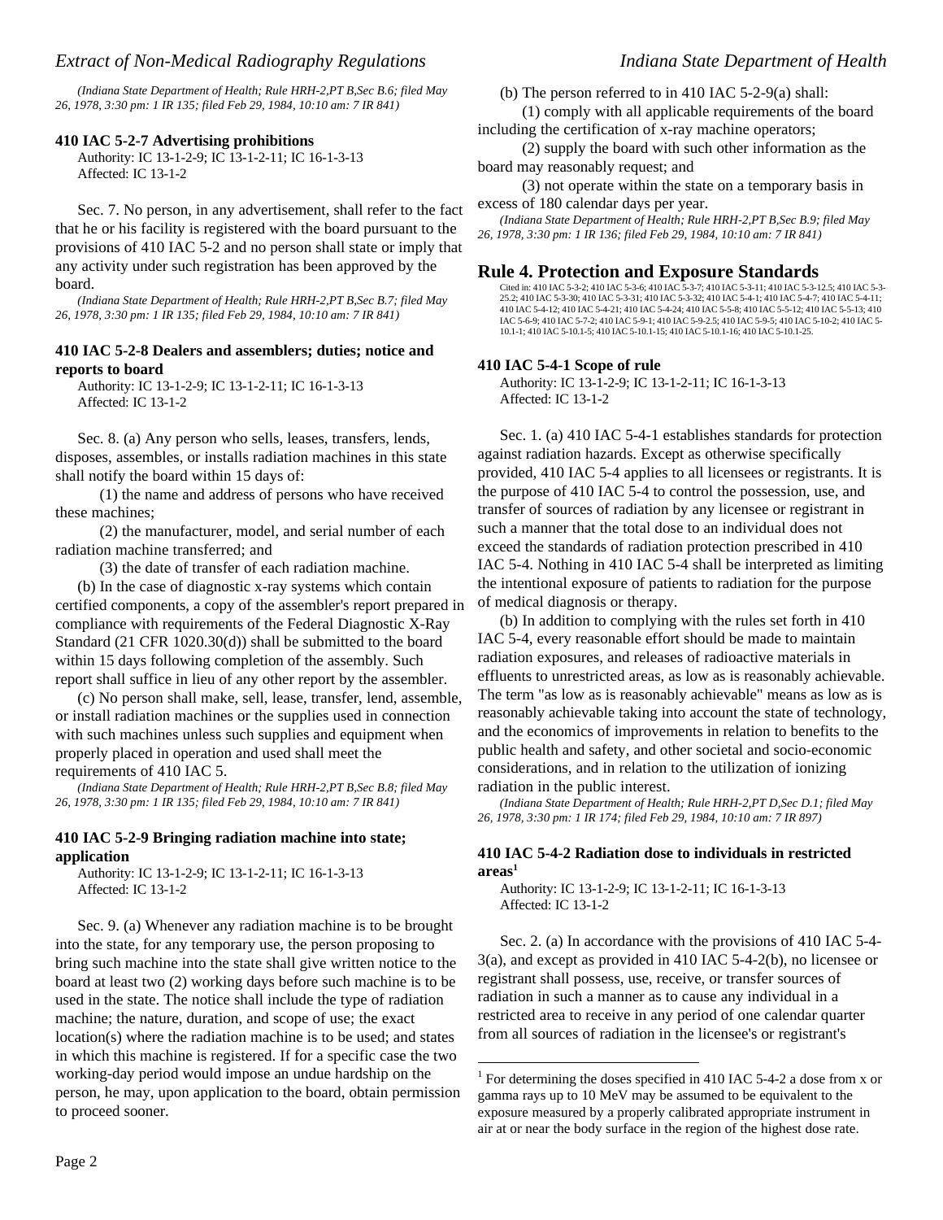*(Indiana State Department of Health; Rule HRH-2,PT B,Sec B.6; filed May 26, 1978, 3:30 pm: 1 IR 135; filed Feb 29, 1984, 10:10 am: 7 IR 841)*

### 410 IAC 5-2-7 Advertising prohibitions

Authority: IC 13-1-2-9; IC 13-1-2-11; IC 16-1-3-13
Affected: IC 13-1-2

Sec. 7. No person, in any advertisement, shall refer to the fact that he or his facility is registered with the board pursuant to the provisions of 410 IAC 5-2 and no person shall state or imply that any activity under such registration has been approved by the board.

*(Indiana State Department of Health; Rule HRH-2,PT B,Sec B.7; filed May 26, 1978, 3:30 pm: 1 IR 135; filed Feb 29, 1984, 10:10 am: 7 IR 841)*

### 410 IAC 5-2-8 Dealers and assemblers; duties; notice and reports to board

Authority: IC 13-1-2-9; IC 13-1-2-11; IC 16-1-3-13
Affected: IC 13-1-2

Sec. 8. (a) Any person who sells, leases, transfers, lends, disposes, assembles, or installs radiation machines in this state shall notify the board within 15 days of:

(1) the name and address of persons who have received these machines;

(2) the manufacturer, model, and serial number of each radiation machine transferred; and

(3) the date of transfer of each radiation machine.

(b) In the case of diagnostic x-ray systems which contain certified components, a copy of the assembler's report prepared in compliance with requirements of the Federal Diagnostic X-Ray Standard (21 CFR 1020.30(d)) shall be submitted to the board within 15 days following completion of the assembly. Such report shall suffice in lieu of any other report by the assembler.

(c) No person shall make, sell, lease, transfer, lend, assemble, or install radiation machines or the supplies used in connection with such machines unless such supplies and equipment when properly placed in operation and used shall meet the requirements of 410 IAC 5.

*(Indiana State Department of Health; Rule HRH-2,PT B,Sec B.8; filed May 26, 1978, 3:30 pm: 1 IR 135; filed Feb 29, 1984, 10:10 am: 7 IR 841)*

### 410 IAC 5-2-9 Bringing radiation machine into state; application

Authority: IC 13-1-2-9; IC 13-1-2-11; IC 16-1-3-13
Affected: IC 13-1-2

Sec. 9. (a) Whenever any radiation machine is to be brought into the state, for any temporary use, the person proposing to bring such machine into the state shall give written notice to the board at least two (2) working days before such machine is to be used in the state. The notice shall include the type of radiation machine; the nature, duration, and scope of use; the exact location(s) where the radiation machine is to be used; and states in which this machine is registered. If for a specific case the two working-day period would impose an undue hardship on the person, he may, upon application to the board, obtain permission to proceed sooner.

(b) The person referred to in 410 IAC 5-2-9(a) shall:

(1) comply with all applicable requirements of the board including the certification of x-ray machine operators;

(2) supply the board with such other information as the board may reasonably request; and

(3) not operate within the state on a temporary basis in excess of 180 calendar days per year.

*(Indiana State Department of Health; Rule HRH-2,PT B,Sec B.9; filed May 26, 1978, 3:30 pm: 1 IR 136; filed Feb 29, 1984, 10:10 am: 7 IR 841)*

## Rule 4. Protection and Exposure Standards

Cited in: 410 IAC 5-3-2; 410 IAC 5-3-6; 410 IAC 5-3-7; 410 IAC 5-3-11; 410 IAC 5-3-12.5; 410 IAC 5-3-25.2; 410 IAC 5-3-30; 410 IAC 5-3-31; 410 IAC 5-3-32; 410 IAC 5-4-1; 410 IAC 5-4-7; 410 IAC 5-4-11; 410 IAC 5-4-12; 410 IAC 5-4-21; 410 IAC 5-4-24; 410 IAC 5-5-8; 410 IAC 5-5-12; 410 IAC 5-5-13; 410 IAC 5-6-9; 410 IAC 5-7-2; 410 IAC 5-9-1; 410 IAC 5-9-2.5; 410 IAC 5-9-5; 410 IAC 5-10-2; 410 IAC 5-10.1-1; 410 IAC 5-10.1-5; 410 IAC 5-10.1-15; 410 IAC 5-10.1-16; 410 IAC 5-10.1-25.

### 410 IAC 5-4-1 Scope of rule

Authority: IC 13-1-2-9; IC 13-1-2-11; IC 16-1-3-13
Affected: IC 13-1-2

Sec. 1. (a) 410 IAC 5-4-1 establishes standards for protection against radiation hazards. Except as otherwise specifically provided, 410 IAC 5-4 applies to all licensees or registrants. It is the purpose of 410 IAC 5-4 to control the possession, use, and transfer of sources of radiation by any licensee or registrant in such a manner that the total dose to an individual does not exceed the standards of radiation protection prescribed in 410 IAC 5-4. Nothing in 410 IAC 5-4 shall be interpreted as limiting the intentional exposure of patients to radiation for the purpose of medical diagnosis or therapy.

(b) In addition to complying with the rules set forth in 410 IAC 5-4, every reasonable effort should be made to maintain radiation exposures, and releases of radioactive materials in effluents to unrestricted areas, as low as is reasonably achievable. The term "as low as is reasonably achievable" means as low as is reasonably achievable taking into account the state of technology, and the economics of improvements in relation to benefits to the public health and safety, and other societal and socio-economic considerations, and in relation to the utilization of ionizing radiation in the public interest.

*(Indiana State Department of Health; Rule HRH-2,PT D,Sec D.1; filed May 26, 1978, 3:30 pm: 1 IR 174; filed Feb 29, 1984, 10:10 am: 7 IR 897)*

### 410 IAC 5-4-2 Radiation dose to individuals in restricted areas[1]

Authority: IC 13-1-2-9; IC 13-1-2-11; IC 16-1-3-13
Affected: IC 13-1-2

Sec. 2. (a) In accordance with the provisions of 410 IAC 5-4-3(a), and except as provided in 410 IAC 5-4-2(b), no licensee or registrant shall possess, use, receive, or transfer sources of radiation in such a manner as to cause any individual in a restricted area to receive in any period of one calendar quarter from all sources of radiation in the licensee's or registrant's

---

[1] For determining the doses specified in 410 IAC 5-4-2 a dose from x or gamma rays up to 10 MeV may be assumed to be equivalent to the exposure measured by a properly calibrated appropriate instrument in air at or near the body surface in the region of the highest dose rate.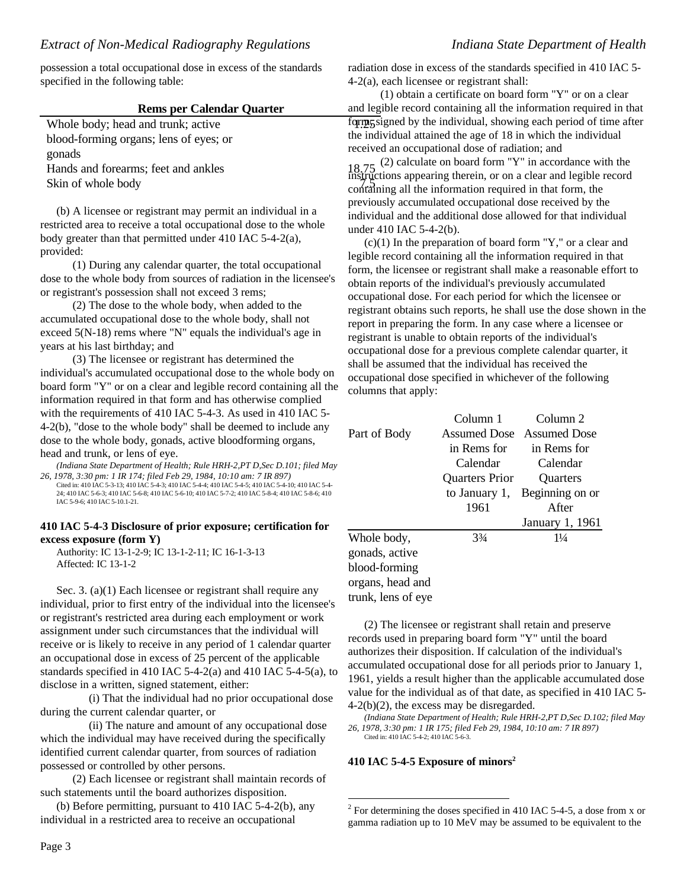possession a total occupational dose in excess of the standards specified in the following table:

| | Rems per Calendar Quarter |
|---|---|
| Whole body; head and trunk; active blood-forming organs; lens of eyes; or gonads | 1.25 |
| Hands and forearms; feet and ankles | 18.75 |
| Skin of whole body | 7.5 |

(b) A licensee or registrant may permit an individual in a restricted area to receive a total occupational dose to the whole body greater than that permitted under 410 IAC 5-4-2(a), provided:

(1) During any calendar quarter, the total occupational dose to the whole body from sources of radiation in the licensee's or registrant's possession shall not exceed 3 rems;

(2) The dose to the whole body, when added to the accumulated occupational dose to the whole body, shall not exceed 5(N-18) rems where "N" equals the individual's age in years at his last birthday; and

(3) The licensee or registrant has determined the individual's accumulated occupational dose to the whole body on board form "Y" or on a clear and legible record containing all the information required in that form and has otherwise complied with the requirements of 410 IAC 5-4-3. As used in 410 IAC 5-4-2(b), "dose to the whole body" shall be deemed to include any dose to the whole body, gonads, active bloodforming organs, head and trunk, or lens of eye.

*(Indiana State Department of Health; Rule HRH-2,PT D,Sec D.101; filed May 26, 1978, 3:30 pm: 1 IR 174; filed Feb 29, 1984, 10:10 am: 7 IR 897)*
Cited in: 410 IAC 5-3-13; 410 IAC 5-4-3; 410 IAC 5-4-4; 410 IAC 5-4-5; 410 IAC 5-4-10; 410 IAC 5-4-24; 410 IAC 5-6-3; 410 IAC 5-6-8; 410 IAC 5-6-10; 410 IAC 5-7-2; 410 IAC 5-8-4; 410 IAC 5-8-6; 410 IAC 5-9-6; 410 IAC 5-10.1-21.

### 410 IAC 5-4-3 Disclosure of prior exposure; certification for excess exposure (form Y)

Authority: IC 13-1-2-9; IC 13-1-2-11; IC 16-1-3-13
Affected: IC 13-1-2

Sec. 3. (a)(1) Each licensee or registrant shall require any individual, prior to first entry of the individual into the licensee's or registrant's restricted area during each employment or work assignment under such circumstances that the individual will receive or is likely to receive in any period of 1 calendar quarter an occupational dose in excess of 25 percent of the applicable standards specified in 410 IAC 5-4-2(a) and 410 IAC 5-4-5(a), to disclose in a written, signed statement, either:

(i) That the individual had no prior occupational dose during the current calendar quarter, or

(ii) The nature and amount of any occupational dose which the individual may have received during the specifically identified current calendar quarter, from sources of radiation possessed or controlled by other persons.

(2) Each licensee or registrant shall maintain records of such statements until the board authorizes disposition.

(b) Before permitting, pursuant to 410 IAC 5-4-2(b), any individual in a restricted area to receive an occupational radiation dose in excess of the standards specified in 410 IAC 5-4-2(a), each licensee or registrant shall:

(1) obtain a certificate on board form "Y" or on a clear and legible record containing all the information required in that form, signed by the individual, showing each period of time after the individual attained the age of 18 in which the individual received an occupational dose of radiation; and

(2) calculate on board form "Y" in accordance with the instructions appearing therein, or on a clear and legible record containing all the information required in that form, the previously accumulated occupational dose received by the individual and the additional dose allowed for that individual under 410 IAC 5-4-2(b).

(c)(1) In the preparation of board form "Y," or a clear and legible record containing all the information required in that form, the licensee or registrant shall make a reasonable effort to obtain reports of the individual's previously accumulated occupational dose. For each period for which the licensee or registrant obtains such reports, he shall use the dose shown in the report in preparing the form. In any case where a licensee or registrant is unable to obtain reports of the individual's occupational dose for a previous complete calendar quarter, it shall be assumed that the individual has received the occupational dose specified in whichever of the following columns that apply:

| Part of Body | Column 1 Assumed Dose in Rems for Calendar Quarters Prior to January 1, 1961 | Column 2 Assumed Dose in Rems for Calendar Quarters Beginning on or After January 1, 1961 |
|---|---|---|
| Whole body, gonads, active blood-forming organs, head and trunk, lens of eye | 3¾ | 1¼ |

(2) The licensee or registrant shall retain and preserve records used in preparing board form "Y" until the board authorizes their disposition. If calculation of the individual's accumulated occupational dose for all periods prior to January 1, 1961, yields a result higher than the applicable accumulated dose value for the individual as of that date, as specified in 410 IAC 5-4-2(b)(2), the excess may be disregarded.

*(Indiana State Department of Health; Rule HRH-2,PT D,Sec D.102; filed May 26, 1978, 3:30 pm: 1 IR 175; filed Feb 29, 1984, 10:10 am: 7 IR 897)*
Cited in: 410 IAC 5-4-2; 410 IAC 5-6-3.

### 410 IAC 5-4-5 Exposure of minors[2]

[2] For determining the doses specified in 410 IAC 5-4-5, a dose from x or gamma radiation up to 10 MeV may be assumed to be equivalent to the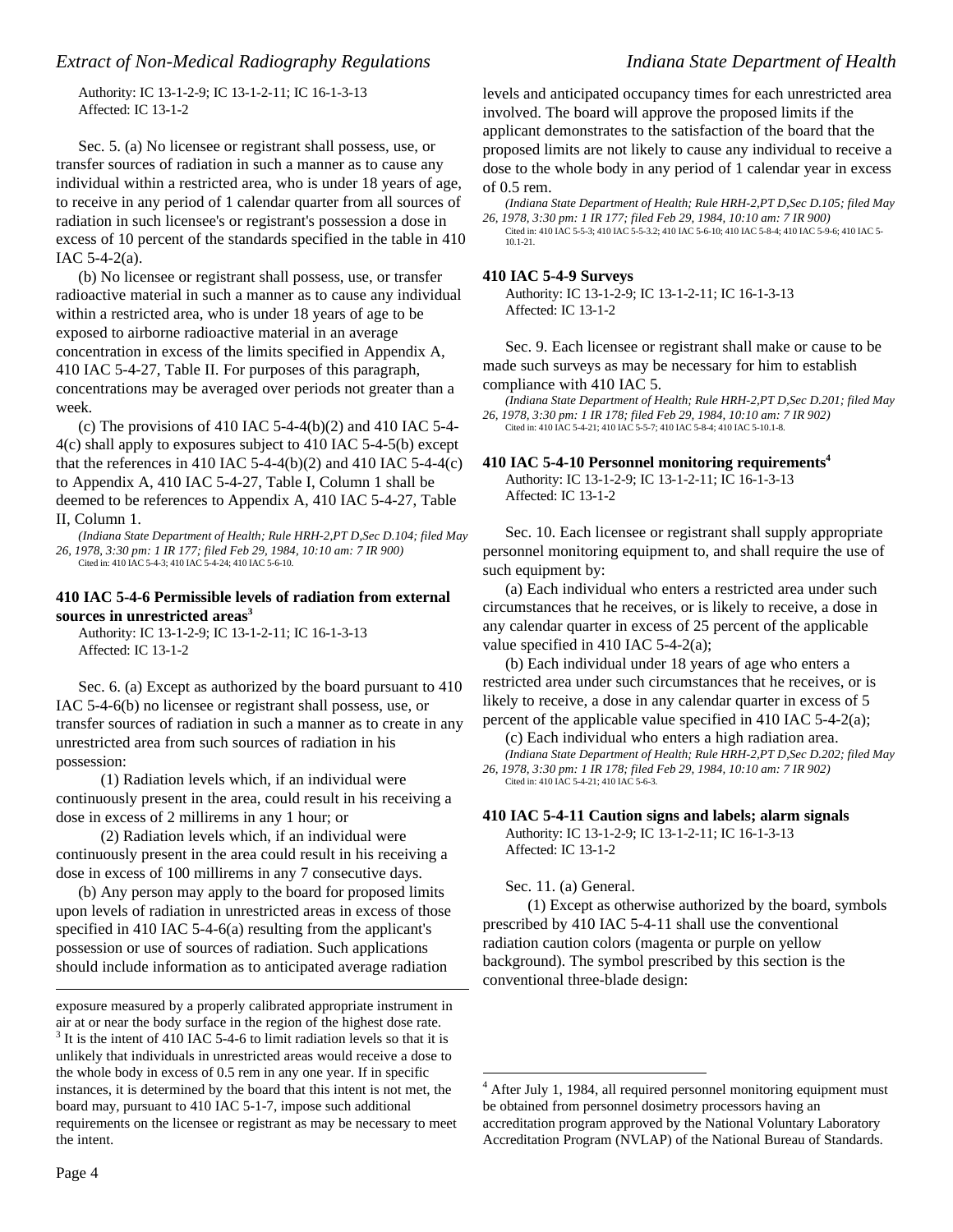Authority: IC 13-1-2-9; IC 13-1-2-11; IC 16-1-3-13
Affected: IC 13-1-2

Sec. 5. (a) No licensee or registrant shall possess, use, or transfer sources of radiation in such a manner as to cause any individual within a restricted area, who is under 18 years of age, to receive in any period of 1 calendar quarter from all sources of radiation in such licensee's or registrant's possession a dose in excess of 10 percent of the standards specified in the table in 410 IAC 5-4-2(a).

(b) No licensee or registrant shall possess, use, or transfer radioactive material in such a manner as to cause any individual within a restricted area, who is under 18 years of age to be exposed to airborne radioactive material in an average concentration in excess of the limits specified in Appendix A, 410 IAC 5-4-27, Table II. For purposes of this paragraph, concentrations may be averaged over periods not greater than a week.

(c) The provisions of 410 IAC 5-4-4(b)(2) and 410 IAC 5-4-4(c) shall apply to exposures subject to 410 IAC 5-4-5(b) except that the references in 410 IAC 5-4-4(b)(2) and 410 IAC 5-4-4(c) to Appendix A, 410 IAC 5-4-27, Table I, Column 1 shall be deemed to be references to Appendix A, 410 IAC 5-4-27, Table II, Column 1.

*(Indiana State Department of Health; Rule HRH-2,PT D,Sec D.104; filed May 26, 1978, 3:30 pm: 1 IR 177; filed Feb 29, 1984, 10:10 am: 7 IR 900)*
Cited in: 410 IAC 5-4-3; 410 IAC 5-4-24; 410 IAC 5-6-10.

### 410 IAC 5-4-6 Permissible levels of radiation from external sources in unrestricted areas[3]

Authority: IC 13-1-2-9; IC 13-1-2-11; IC 16-1-3-13
Affected: IC 13-1-2

Sec. 6. (a) Except as authorized by the board pursuant to 410 IAC 5-4-6(b) no licensee or registrant shall possess, use, or transfer sources of radiation in such a manner as to create in any unrestricted area from such sources of radiation in his possession:

(1) Radiation levels which, if an individual were continuously present in the area, could result in his receiving a dose in excess of 2 millirems in any 1 hour; or

(2) Radiation levels which, if an individual were continuously present in the area could result in his receiving a dose in excess of 100 millirems in any 7 consecutive days.

(b) Any person may apply to the board for proposed limits upon levels of radiation in unrestricted areas in excess of those specified in 410 IAC 5-4-6(a) resulting from the applicant's possession or use of sources of radiation. Such applications should include information as to anticipated average radiation levels and anticipated occupancy times for each unrestricted area involved. The board will approve the proposed limits if the applicant demonstrates to the satisfaction of the board that the proposed limits are not likely to cause any individual to receive a dose to the whole body in any period of 1 calendar year in excess of 0.5 rem.

*(Indiana State Department of Health; Rule HRH-2,PT D,Sec D.105; filed May 26, 1978, 3:30 pm: 1 IR 177; filed Feb 29, 1984, 10:10 am: 7 IR 900)*
Cited in: 410 IAC 5-5-3; 410 IAC 5-5-3.2; 410 IAC 5-6-10; 410 IAC 5-8-4; 410 IAC 5-9-6; 410 IAC 5-10.1-21.

### 410 IAC 5-4-9 Surveys

Authority: IC 13-1-2-9; IC 13-1-2-11; IC 16-1-3-13
Affected: IC 13-1-2

Sec. 9. Each licensee or registrant shall make or cause to be made such surveys as may be necessary for him to establish compliance with 410 IAC 5.

*(Indiana State Department of Health; Rule HRH-2,PT D,Sec D.201; filed May 26, 1978, 3:30 pm: 1 IR 178; filed Feb 29, 1984, 10:10 am: 7 IR 902)*
Cited in: 410 IAC 5-4-21; 410 IAC 5-5-7; 410 IAC 5-8-4; 410 IAC 5-10.1-8.

### 410 IAC 5-4-10 Personnel monitoring requirements[4]

Authority: IC 13-1-2-9; IC 13-1-2-11; IC 16-1-3-13
Affected: IC 13-1-2

Sec. 10. Each licensee or registrant shall supply appropriate personnel monitoring equipment to, and shall require the use of such equipment by:

(a) Each individual who enters a restricted area under such circumstances that he receives, or is likely to receive, a dose in any calendar quarter in excess of 25 percent of the applicable value specified in 410 IAC 5-4-2(a);

(b) Each individual under 18 years of age who enters a restricted area under such circumstances that he receives, or is likely to receive, a dose in any calendar quarter in excess of 5 percent of the applicable value specified in 410 IAC 5-4-2(a);

(c) Each individual who enters a high radiation area.

*(Indiana State Department of Health; Rule HRH-2,PT D,Sec D.202; filed May 26, 1978, 3:30 pm: 1 IR 178; filed Feb 29, 1984, 10:10 am: 7 IR 902)*
Cited in: 410 IAC 5-4-21; 410 IAC 5-6-3.

### 410 IAC 5-4-11 Caution signs and labels; alarm signals

Authority: IC 13-1-2-9; IC 13-1-2-11; IC 16-1-3-13
Affected: IC 13-1-2

Sec. 11. (a) General.

(1) Except as otherwise authorized by the board, symbols prescribed by 410 IAC 5-4-11 shall use the conventional radiation caution colors (magenta or purple on yellow background). The symbol prescribed by this section is the conventional three-blade design:

---

exposure measured by a properly calibrated appropriate instrument in air at or near the body surface in the region of the highest dose rate.

[3] It is the intent of 410 IAC 5-4-6 to limit radiation levels so that it is unlikely that individuals in unrestricted areas would receive a dose to the whole body in excess of 0.5 rem in any one year. If in specific instances, it is determined by the board that this intent is not met, the board may, pursuant to 410 IAC 5-1-7, impose such additional requirements on the licensee or registrant as may be necessary to meet the intent.

[4] After July 1, 1984, all required personnel monitoring equipment must be obtained from personnel dosimetry processors having an accreditation program approved by the National Voluntary Laboratory Accreditation Program (NVLAP) of the National Bureau of Standards.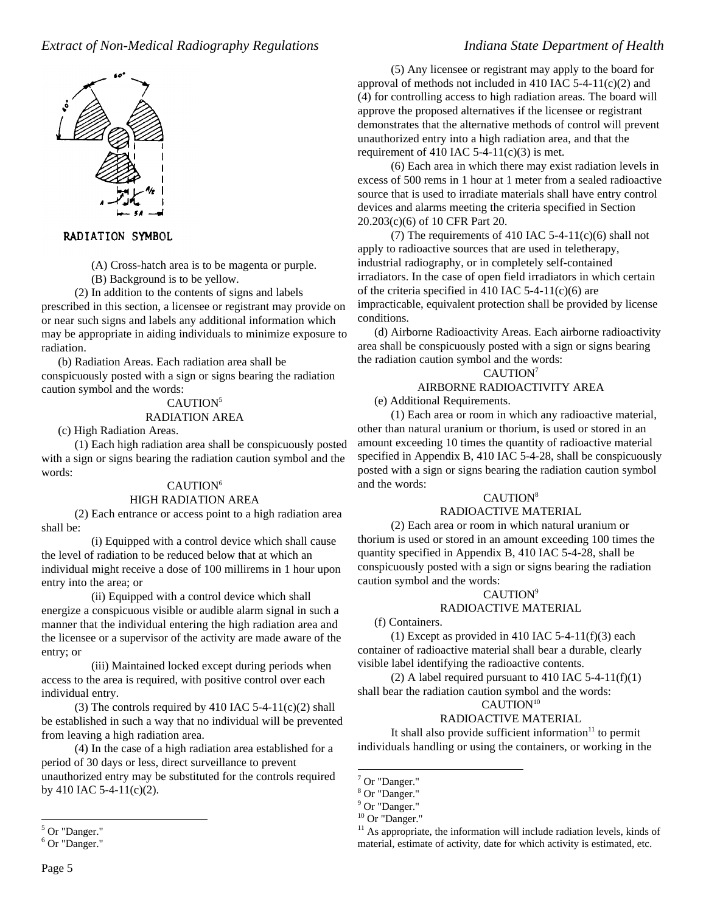RADIATION SYMBOL

(A) Cross-hatch area is to be magenta or purple.

(B) Background is to be yellow.

(2) In addition to the contents of signs and labels prescribed in this section, a licensee or registrant may provide on or near such signs and labels any additional information which may be appropriate in aiding individuals to minimize exposure to radiation.

(b) Radiation Areas. Each radiation area shall be conspicuously posted with a sign or signs bearing the radiation caution symbol and the words:

CAUTION[5]
RADIATION AREA

(c) High Radiation Areas.

(1) Each high radiation area shall be conspicuously posted with a sign or signs bearing the radiation caution symbol and the words:

CAUTION[6]
HIGH RADIATION AREA

(2) Each entrance or access point to a high radiation area shall be:

(i) Equipped with a control device which shall cause the level of radiation to be reduced below that at which an individual might receive a dose of 100 millirems in 1 hour upon entry into the area; or

(ii) Equipped with a control device which shall energize a conspicuous visible or audible alarm signal in such a manner that the individual entering the high radiation area and the licensee or a supervisor of the activity are made aware of the entry; or

(iii) Maintained locked except during periods when access to the area is required, with positive control over each individual entry.

(3) The controls required by 410 IAC 5-4-11(c)(2) shall be established in such a way that no individual will be prevented from leaving a high radiation area.

(4) In the case of a high radiation area established for a period of 30 days or less, direct surveillance to prevent unauthorized entry may be substituted for the controls required by 410 IAC 5-4-11(c)(2).

(5) Any licensee or registrant may apply to the board for approval of methods not included in 410 IAC 5-4-11(c)(2) and (4) for controlling access to high radiation areas. The board will approve the proposed alternatives if the licensee or registrant demonstrates that the alternative methods of control will prevent unauthorized entry into a high radiation area, and that the requirement of 410 IAC 5-4-11(c)(3) is met.

(6) Each area in which there may exist radiation levels in excess of 500 rems in 1 hour at 1 meter from a sealed radioactive source that is used to irradiate materials shall have entry control devices and alarms meeting the criteria specified in Section 20.203(c)(6) of 10 CFR Part 20.

(7) The requirements of 410 IAC 5-4-11(c)(6) shall not apply to radioactive sources that are used in teletherapy, industrial radiography, or in completely self-contained irradiators. In the case of open field irradiators in which certain of the criteria specified in 410 IAC 5-4-11(c)(6) are impracticable, equivalent protection shall be provided by license conditions.

(d) Airborne Radioactivity Areas. Each airborne radioactivity area shall be conspicuously posted with a sign or signs bearing the radiation caution symbol and the words:

CAUTION[7]
AIRBORNE RADIOACTIVITY AREA

(e) Additional Requirements.

(1) Each area or room in which any radioactive material, other than natural uranium or thorium, is used or stored in an amount exceeding 10 times the quantity of radioactive material specified in Appendix B, 410 IAC 5-4-28, shall be conspicuously posted with a sign or signs bearing the radiation caution symbol and the words:

CAUTION[8]
RADIOACTIVE MATERIAL

(2) Each area or room in which natural uranium or thorium is used or stored in an amount exceeding 100 times the quantity specified in Appendix B, 410 IAC 5-4-28, shall be conspicuously posted with a sign or signs bearing the radiation caution symbol and the words:

CAUTION[9]
RADIOACTIVE MATERIAL

(f) Containers.

(1) Except as provided in 410 IAC 5-4-11(f)(3) each container of radioactive material shall bear a durable, clearly visible label identifying the radioactive contents.

(2) A label required pursuant to 410 IAC 5-4-11(f)(1) shall bear the radiation caution symbol and the words:

CAUTION[10]
RADIOACTIVE MATERIAL

It shall also provide sufficient information[11] to permit individuals handling or using the containers, or working in the

---

[5] Or "Danger."

[6] Or "Danger."

[7] Or "Danger."

[8] Or "Danger."

[9] Or "Danger."

[10] Or "Danger."

[11] As appropriate, the information will include radiation levels, kinds of material, estimate of activity, date for which activity is estimated, etc.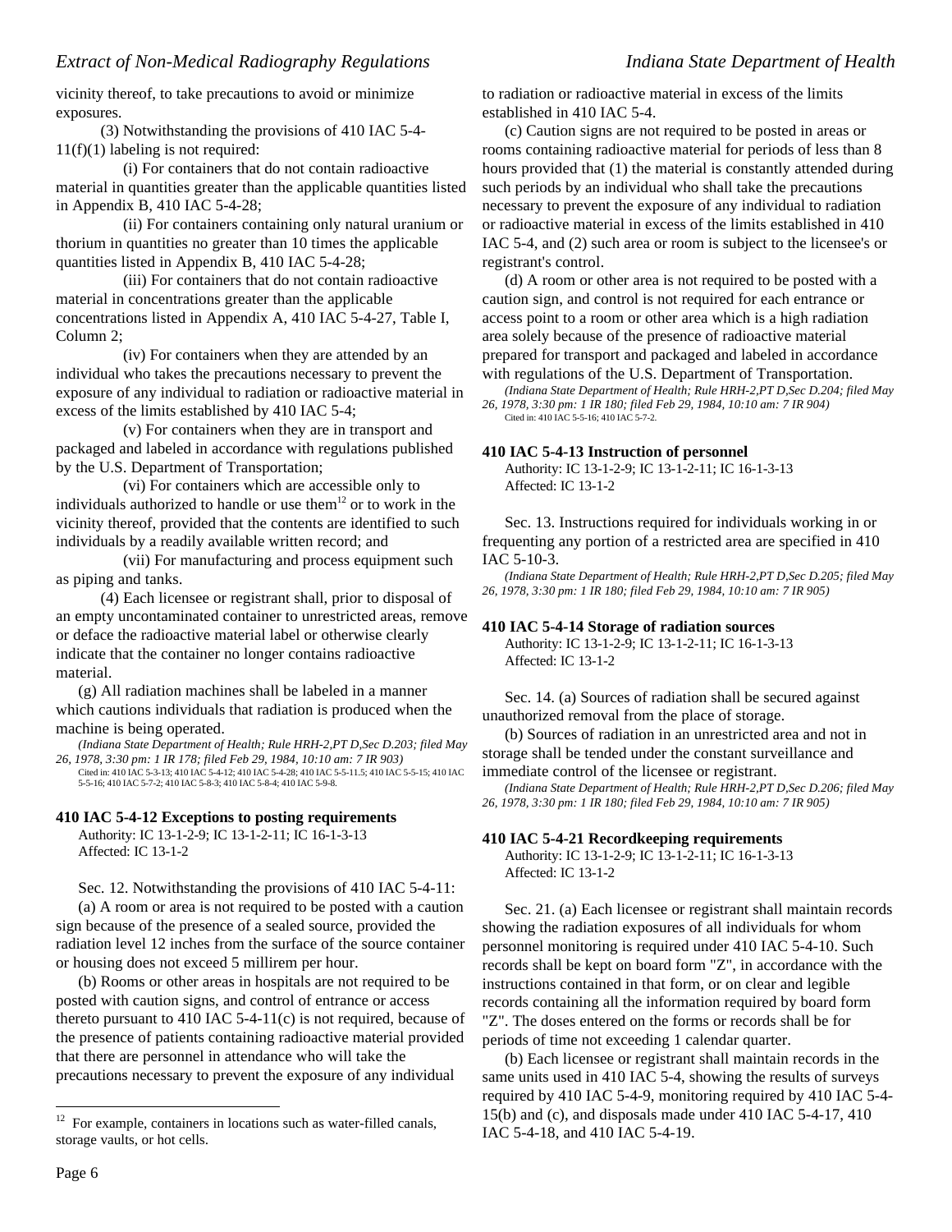vicinity thereof, to take precautions to avoid or minimize exposures.

(3) Notwithstanding the provisions of 410 IAC 5-4-11(f)(1) labeling is not required:

(i) For containers that do not contain radioactive material in quantities greater than the applicable quantities listed in Appendix B, 410 IAC 5-4-28;

(ii) For containers containing only natural uranium or thorium in quantities no greater than 10 times the applicable quantities listed in Appendix B, 410 IAC 5-4-28;

(iii) For containers that do not contain radioactive material in concentrations greater than the applicable concentrations listed in Appendix A, 410 IAC 5-4-27, Table I, Column 2;

(iv) For containers when they are attended by an individual who takes the precautions necessary to prevent the exposure of any individual to radiation or radioactive material in excess of the limits established by 410 IAC 5-4;

(v) For containers when they are in transport and packaged and labeled in accordance with regulations published by the U.S. Department of Transportation;

(vi) For containers which are accessible only to individuals authorized to handle or use them[12] or to work in the vicinity thereof, provided that the contents are identified to such individuals by a readily available written record; and

(vii) For manufacturing and process equipment such as piping and tanks.

(4) Each licensee or registrant shall, prior to disposal of an empty uncontaminated container to unrestricted areas, remove or deface the radioactive material label or otherwise clearly indicate that the container no longer contains radioactive material.

(g) All radiation machines shall be labeled in a manner which cautions individuals that radiation is produced when the machine is being operated.

*(Indiana State Department of Health; Rule HRH-2,PT D,Sec D.203; filed May 26, 1978, 3:30 pm: 1 IR 178; filed Feb 29, 1984, 10:10 am: 7 IR 903)*
Cited in: 410 IAC 5-3-13; 410 IAC 5-4-12; 410 IAC 5-4-28; 410 IAC 5-5-11.5; 410 IAC 5-5-15; 410 IAC 5-5-16; 410 IAC 5-7-2; 410 IAC 5-8-3; 410 IAC 5-8-4; 410 IAC 5-9-8.

**410 IAC 5-4-12 Exceptions to posting requirements**
Authority: IC 13-1-2-9; IC 13-1-2-11; IC 16-1-3-13
Affected: IC 13-1-2

Sec. 12. Notwithstanding the provisions of 410 IAC 5-4-11:

(a) A room or area is not required to be posted with a caution sign because of the presence of a sealed source, provided the radiation level 12 inches from the surface of the source container or housing does not exceed 5 millirem per hour.

(b) Rooms or other areas in hospitals are not required to be posted with caution signs, and control of entrance or access thereto pursuant to 410 IAC 5-4-11(c) is not required, because of the presence of patients containing radioactive material provided that there are personnel in attendance who will take the precautions necessary to prevent the exposure of any individual to radiation or radioactive material in excess of the limits established in 410 IAC 5-4.

(c) Caution signs are not required to be posted in areas or rooms containing radioactive material for periods of less than 8 hours provided that (1) the material is constantly attended during such periods by an individual who shall take the precautions necessary to prevent the exposure of any individual to radiation or radioactive material in excess of the limits established in 410 IAC 5-4, and (2) such area or room is subject to the licensee's or registrant's control.

(d) A room or other area is not required to be posted with a caution sign, and control is not required for each entrance or access point to a room or other area which is a high radiation area solely because of the presence of radioactive material prepared for transport and packaged and labeled in accordance with regulations of the U.S. Department of Transportation.

*(Indiana State Department of Health; Rule HRH-2,PT D,Sec D.204; filed May 26, 1978, 3:30 pm: 1 IR 180; filed Feb 29, 1984, 10:10 am: 7 IR 904)*
Cited in: 410 IAC 5-5-16; 410 IAC 5-7-2.

**410 IAC 5-4-13 Instruction of personnel**
Authority: IC 13-1-2-9; IC 13-1-2-11; IC 16-1-3-13
Affected: IC 13-1-2

Sec. 13. Instructions required for individuals working in or frequenting any portion of a restricted area are specified in 410 IAC 5-10-3.

*(Indiana State Department of Health; Rule HRH-2,PT D,Sec D.205; filed May 26, 1978, 3:30 pm: 1 IR 180; filed Feb 29, 1984, 10:10 am: 7 IR 905)*

**410 IAC 5-4-14 Storage of radiation sources**
Authority: IC 13-1-2-9; IC 13-1-2-11; IC 16-1-3-13
Affected: IC 13-1-2

Sec. 14. (a) Sources of radiation shall be secured against unauthorized removal from the place of storage.

(b) Sources of radiation in an unrestricted area and not in storage shall be tended under the constant surveillance and immediate control of the licensee or registrant.

*(Indiana State Department of Health; Rule HRH-2,PT D,Sec D.206; filed May 26, 1978, 3:30 pm: 1 IR 180; filed Feb 29, 1984, 10:10 am: 7 IR 905)*

**410 IAC 5-4-21 Recordkeeping requirements**
Authority: IC 13-1-2-9; IC 13-1-2-11; IC 16-1-3-13
Affected: IC 13-1-2

Sec. 21. (a) Each licensee or registrant shall maintain records showing the radiation exposures of all individuals for whom personnel monitoring is required under 410 IAC 5-4-10. Such records shall be kept on board form "Z", in accordance with the instructions contained in that form, or on clear and legible records containing all the information required by board form "Z". The doses entered on the forms or records shall be for periods of time not exceeding 1 calendar quarter.

(b) Each licensee or registrant shall maintain records in the same units used in 410 IAC 5-4, showing the results of surveys required by 410 IAC 5-4-9, monitoring required by 410 IAC 5-4-15(b) and (c), and disposals made under 410 IAC 5-4-17, 410 IAC 5-4-18, and 410 IAC 5-4-19.

[12] For example, containers in locations such as water-filled canals, storage vaults, or hot cells.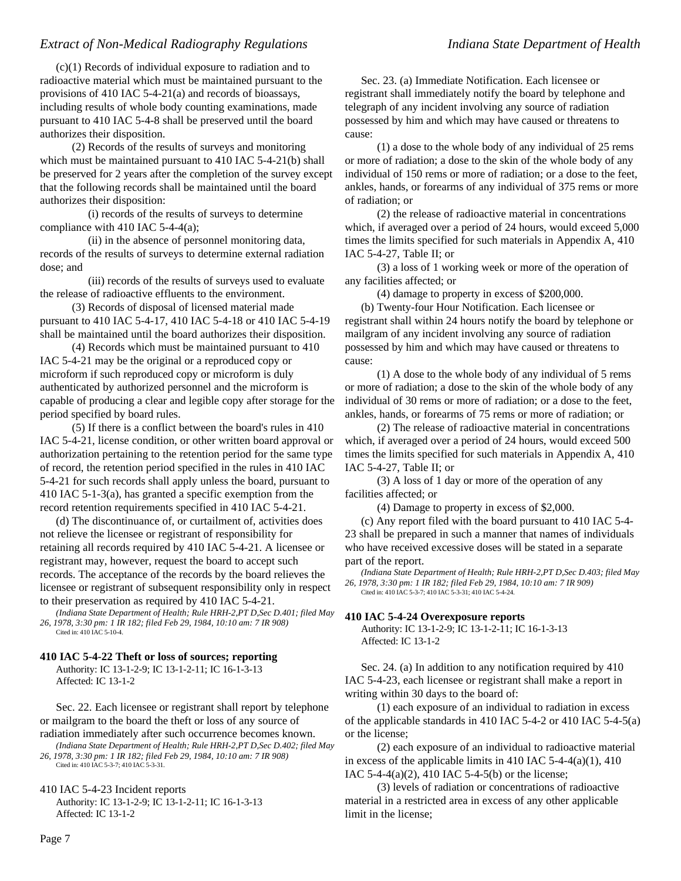(c)(1) Records of individual exposure to radiation and to radioactive material which must be maintained pursuant to the provisions of 410 IAC 5-4-21(a) and records of bioassays, including results of whole body counting examinations, made pursuant to 410 IAC 5-4-8 shall be preserved until the board authorizes their disposition.

(2) Records of the results of surveys and monitoring which must be maintained pursuant to 410 IAC 5-4-21(b) shall be preserved for 2 years after the completion of the survey except that the following records shall be maintained until the board authorizes their disposition:

(i) records of the results of surveys to determine compliance with 410 IAC 5-4-4(a);

(ii) in the absence of personnel monitoring data, records of the results of surveys to determine external radiation dose; and

(iii) records of the results of surveys used to evaluate the release of radioactive effluents to the environment.

(3) Records of disposal of licensed material made pursuant to 410 IAC 5-4-17, 410 IAC 5-4-18 or 410 IAC 5-4-19 shall be maintained until the board authorizes their disposition.

(4) Records which must be maintained pursuant to 410 IAC 5-4-21 may be the original or a reproduced copy or microform if such reproduced copy or microform is duly authenticated by authorized personnel and the microform is capable of producing a clear and legible copy after storage for the period specified by board rules.

(5) If there is a conflict between the board's rules in 410 IAC 5-4-21, license condition, or other written board approval or authorization pertaining to the retention period for the same type of record, the retention period specified in the rules in 410 IAC 5-4-21 for such records shall apply unless the board, pursuant to 410 IAC 5-1-3(a), has granted a specific exemption from the record retention requirements specified in 410 IAC 5-4-21.

(d) The discontinuance of, or curtailment of, activities does not relieve the licensee or registrant of responsibility for retaining all records required by 410 IAC 5-4-21. A licensee or registrant may, however, request the board to accept such records. The acceptance of the records by the board relieves the licensee or registrant of subsequent responsibility only in respect to their preservation as required by 410 IAC 5-4-21.

*(Indiana State Department of Health; Rule HRH-2,PT D,Sec D.401; filed May 26, 1978, 3:30 pm: 1 IR 182; filed Feb 29, 1984, 10:10 am: 7 IR 908)*
Cited in: 410 IAC 5-10-4.

**410 IAC 5-4-22 Theft or loss of sources; reporting**
Authority: IC 13-1-2-9; IC 13-1-2-11; IC 16-1-3-13
Affected: IC 13-1-2

Sec. 22. Each licensee or registrant shall report by telephone or mailgram to the board the theft or loss of any source of radiation immediately after such occurrence becomes known.

*(Indiana State Department of Health; Rule HRH-2,PT D,Sec D.402; filed May 26, 1978, 3:30 pm: 1 IR 182; filed Feb 29, 1984, 10:10 am: 7 IR 909)*
Cited in: 410 IAC 5-3-7; 410 IAC 5-3-31.

410 IAC 5-4-23 Incident reports
Authority: IC 13-1-2-9; IC 13-1-2-11; IC 16-1-3-13
Affected: IC 13-1-2

Sec. 23. (a) Immediate Notification. Each licensee or registrant shall immediately notify the board by telephone and telegraph of any incident involving any source of radiation possessed by him and which may have caused or threatens to cause:

(1) a dose to the whole body of any individual of 25 rems or more of radiation; a dose to the skin of the whole body of any individual of 150 rems or more of radiation; or a dose to the feet, ankles, hands, or forearms of any individual of 375 rems or more of radiation; or

(2) the release of radioactive material in concentrations which, if averaged over a period of 24 hours, would exceed 5,000 times the limits specified for such materials in Appendix A, 410 IAC 5-4-27, Table II; or

(3) a loss of 1 working week or more of the operation of any facilities affected; or

(4) damage to property in excess of $200,000.

(b) Twenty-four Hour Notification. Each licensee or registrant shall within 24 hours notify the board by telephone or mailgram of any incident involving any source of radiation possessed by him and which may have caused or threatens to cause:

(1) A dose to the whole body of any individual of 5 rems or more of radiation; a dose to the skin of the whole body of any individual of 30 rems or more of radiation; or a dose to the feet, ankles, hands, or forearms of 75 rems or more of radiation; or

(2) The release of radioactive material in concentrations which, if averaged over a period of 24 hours, would exceed 500 times the limits specified for such materials in Appendix A, 410 IAC 5-4-27, Table II; or

(3) A loss of 1 day or more of the operation of any facilities affected; or

(4) Damage to property in excess of $2,000.

(c) Any report filed with the board pursuant to 410 IAC 5-4-23 shall be prepared in such a manner that names of individuals who have received excessive doses will be stated in a separate part of the report.

*(Indiana State Department of Health; Rule HRH-2,PT D,Sec D.403; filed May 26, 1978, 3:30 pm: 1 IR 182; filed Feb 29, 1984, 10:10 am: 7 IR 909)*
Cited in: 410 IAC 5-3-7; 410 IAC 5-3-31; 410 IAC 5-4-24.

**410 IAC 5-4-24 Overexposure reports**
Authority: IC 13-1-2-9; IC 13-1-2-11; IC 16-1-3-13
Affected: IC 13-1-2

Sec. 24. (a) In addition to any notification required by 410 IAC 5-4-23, each licensee or registrant shall make a report in writing within 30 days to the board of:

(1) each exposure of an individual to radiation in excess of the applicable standards in 410 IAC 5-4-2 or 410 IAC 5-4-5(a) or the license;

(2) each exposure of an individual to radioactive material in excess of the applicable limits in 410 IAC 5-4-4(a)(1), 410 IAC 5-4-4(a)(2), 410 IAC 5-4-5(b) or the license;

(3) levels of radiation or concentrations of radioactive material in a restricted area in excess of any other applicable limit in the license;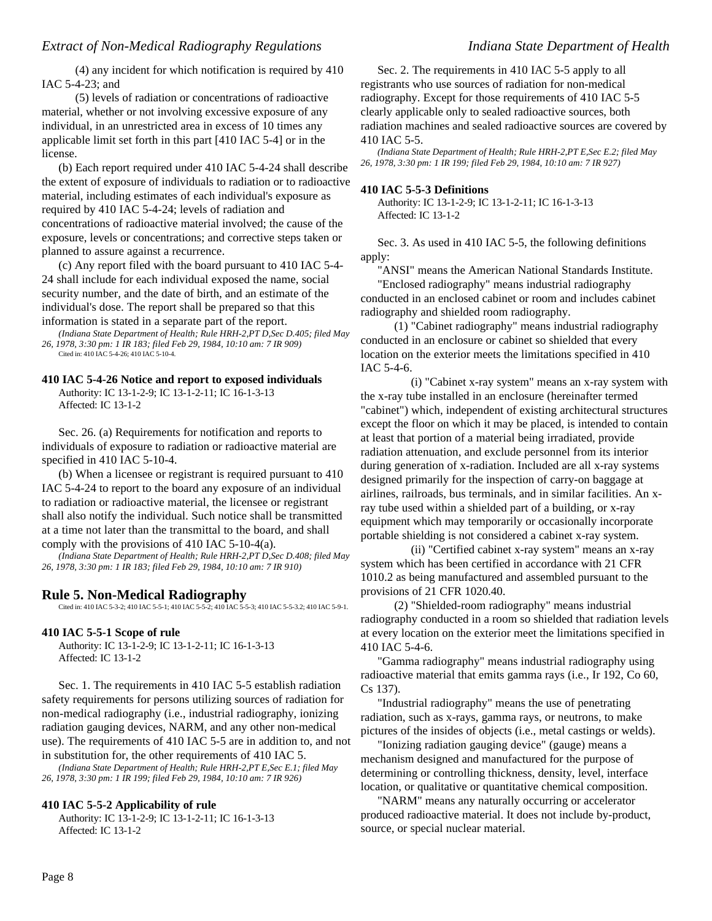(4) any incident for which notification is required by 410 IAC 5-4-23; and

(5) levels of radiation or concentrations of radioactive material, whether or not involving excessive exposure of any individual, in an unrestricted area in excess of 10 times any applicable limit set forth in this part [410 IAC 5-4] or in the license.

(b) Each report required under 410 IAC 5-4-24 shall describe the extent of exposure of individuals to radiation or to radioactive material, including estimates of each individual's exposure as required by 410 IAC 5-4-24; levels of radiation and concentrations of radioactive material involved; the cause of the exposure, levels or concentrations; and corrective steps taken or planned to assure against a recurrence.

(c) Any report filed with the board pursuant to 410 IAC 5-4-24 shall include for each individual exposed the name, social security number, and the date of birth, and an estimate of the individual's dose. The report shall be prepared so that this information is stated in a separate part of the report.

*(Indiana State Department of Health; Rule HRH-2,PT D,Sec D.405; filed May 26, 1978, 3:30 pm: 1 IR 183; filed Feb 29, 1984, 10:10 am: 7 IR 909)*
Cited in: 410 IAC 5-4-26; 410 IAC 5-10-4.

### 410 IAC 5-4-26 Notice and report to exposed individuals

Authority: IC 13-1-2-9; IC 13-1-2-11; IC 16-1-3-13
Affected: IC 13-1-2

Sec. 26. (a) Requirements for notification and reports to individuals of exposure to radiation or radioactive material are specified in 410 IAC 5-10-4.

(b) When a licensee or registrant is required pursuant to 410 IAC 5-4-24 to report to the board any exposure of an individual to radiation or radioactive material, the licensee or registrant shall also notify the individual. Such notice shall be transmitted at a time not later than the transmittal to the board, and shall comply with the provisions of 410 IAC 5-10-4(a).

*(Indiana State Department of Health; Rule HRH-2,PT D,Sec D.408; filed May 26, 1978, 3:30 pm: 1 IR 183; filed Feb 29, 1984, 10:10 am: 7 IR 910)*

## Rule 5. Non-Medical Radiography

Cited in: 410 IAC 5-3-2; 410 IAC 5-5-1; 410 IAC 5-5-2; 410 IAC 5-5-3; 410 IAC 5-5-3.2; 410 IAC 5-9-1.

### 410 IAC 5-5-1 Scope of rule

Authority: IC 13-1-2-9; IC 13-1-2-11; IC 16-1-3-13
Affected: IC 13-1-2

Sec. 1. The requirements in 410 IAC 5-5 establish radiation safety requirements for persons utilizing sources of radiation for non-medical radiography (i.e., industrial radiography, ionizing radiation gauging devices, NARM, and any other non-medical use). The requirements of 410 IAC 5-5 are in addition to, and not in substitution for, the other requirements of 410 IAC 5.

*(Indiana State Department of Health; Rule HRH-2,PT E,Sec E.1; filed May 26, 1978, 3:30 pm: 1 IR 199; filed Feb 29, 1984, 10:10 am: 7 IR 926)*

### 410 IAC 5-5-2 Applicability of rule

Authority: IC 13-1-2-9; IC 13-1-2-11; IC 16-1-3-13
Affected: IC 13-1-2

Sec. 2. The requirements in 410 IAC 5-5 apply to all registrants who use sources of radiation for non-medical radiography. Except for those requirements of 410 IAC 5-5 clearly applicable only to sealed radioactive sources, both radiation machines and sealed radioactive sources are covered by 410 IAC 5-5.

*(Indiana State Department of Health; Rule HRH-2,PT E,Sec E.2; filed May 26, 1978, 3:30 pm: 1 IR 199; filed Feb 29, 1984, 10:10 am: 7 IR 927)*

### 410 IAC 5-5-3 Definitions

Authority: IC 13-1-2-9; IC 13-1-2-11; IC 16-1-3-13
Affected: IC 13-1-2

Sec. 3. As used in 410 IAC 5-5, the following definitions apply:

"ANSI" means the American National Standards Institute.

"Enclosed radiography" means industrial radiography conducted in an enclosed cabinet or room and includes cabinet radiography and shielded room radiography.

(1) "Cabinet radiography" means industrial radiography conducted in an enclosure or cabinet so shielded that every location on the exterior meets the limitations specified in 410 IAC 5-4-6.

(i) "Cabinet x-ray system" means an x-ray system with the x-ray tube installed in an enclosure (hereinafter termed "cabinet") which, independent of existing architectural structures except the floor on which it may be placed, is intended to contain at least that portion of a material being irradiated, provide radiation attenuation, and exclude personnel from its interior during generation of x-radiation. Included are all x-ray systems designed primarily for the inspection of carry-on baggage at airlines, railroads, bus terminals, and in similar facilities. An x-ray tube used within a shielded part of a building, or x-ray equipment which may temporarily or occasionally incorporate portable shielding is not considered a cabinet x-ray system.

(ii) "Certified cabinet x-ray system" means an x-ray system which has been certified in accordance with 21 CFR 1010.2 as being manufactured and assembled pursuant to the provisions of 21 CFR 1020.40.

(2) "Shielded-room radiography" means industrial radiography conducted in a room so shielded that radiation levels at every location on the exterior meet the limitations specified in 410 IAC 5-4-6.

"Gamma radiography" means industrial radiography using radioactive material that emits gamma rays (i.e., Ir 192, Co 60, Cs 137).

"Industrial radiography" means the use of penetrating radiation, such as x-rays, gamma rays, or neutrons, to make pictures of the insides of objects (i.e., metal castings or welds).

"Ionizing radiation gauging device" (gauge) means a mechanism designed and manufactured for the purpose of determining or controlling thickness, density, level, interface location, or qualitative or quantitative chemical composition.

"NARM" means any naturally occurring or accelerator produced radioactive material. It does not include by-product, source, or special nuclear material.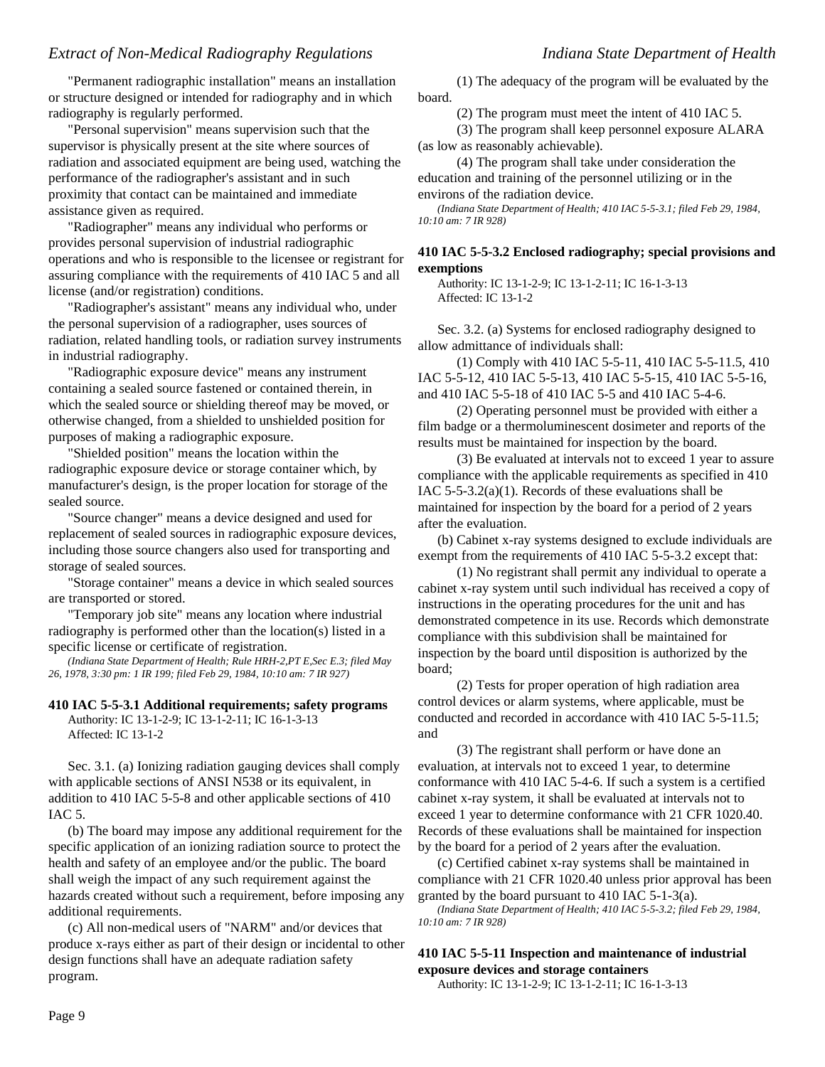"Permanent radiographic installation" means an installation or structure designed or intended for radiography and in which radiography is regularly performed.

"Personal supervision" means supervision such that the supervisor is physically present at the site where sources of radiation and associated equipment are being used, watching the performance of the radiographer's assistant and in such proximity that contact can be maintained and immediate assistance given as required.

"Radiographer" means any individual who performs or provides personal supervision of industrial radiographic operations and who is responsible to the licensee or registrant for assuring compliance with the requirements of 410 IAC 5 and all license (and/or registration) conditions.

"Radiographer's assistant" means any individual who, under the personal supervision of a radiographer, uses sources of radiation, related handling tools, or radiation survey instruments in industrial radiography.

"Radiographic exposure device" means any instrument containing a sealed source fastened or contained therein, in which the sealed source or shielding thereof may be moved, or otherwise changed, from a shielded to unshielded position for purposes of making a radiographic exposure.

"Shielded position" means the location within the radiographic exposure device or storage container which, by manufacturer's design, is the proper location for storage of the sealed source.

"Source changer" means a device designed and used for replacement of sealed sources in radiographic exposure devices, including those source changers also used for transporting and storage of sealed sources.

"Storage container" means a device in which sealed sources are transported or stored.

"Temporary job site" means any location where industrial radiography is performed other than the location(s) listed in a specific license or certificate of registration.

*(Indiana State Department of Health; Rule HRH-2,PT E,Sec E.3; filed May 26, 1978, 3:30 pm: 1 IR 199; filed Feb 29, 1984, 10:10 am: 7 IR 927)*

### 410 IAC 5-5-3.1 Additional requirements; safety programs

Authority: IC 13-1-2-9; IC 13-1-2-11; IC 16-1-3-13
Affected: IC 13-1-2

Sec. 3.1. (a) Ionizing radiation gauging devices shall comply with applicable sections of ANSI N538 or its equivalent, in addition to 410 IAC 5-5-8 and other applicable sections of 410 IAC 5.

(b) The board may impose any additional requirement for the specific application of an ionizing radiation source to protect the health and safety of an employee and/or the public. The board shall weigh the impact of any such requirement against the hazards created without such a requirement, before imposing any additional requirements.

(c) All non-medical users of "NARM" and/or devices that produce x-rays either as part of their design or incidental to other design functions shall have an adequate radiation safety program.

(1) The adequacy of the program will be evaluated by the board.

(2) The program must meet the intent of 410 IAC 5.

(3) The program shall keep personnel exposure ALARA (as low as reasonably achievable).

(4) The program shall take under consideration the education and training of the personnel utilizing or in the environs of the radiation device.

*(Indiana State Department of Health; 410 IAC 5-5-3.1; filed Feb 29, 1984, 10:10 am: 7 IR 928)*

### 410 IAC 5-5-3.2 Enclosed radiography; special provisions and exemptions

Authority: IC 13-1-2-9; IC 13-1-2-11; IC 16-1-3-13
Affected: IC 13-1-2

Sec. 3.2. (a) Systems for enclosed radiography designed to allow admittance of individuals shall:

(1) Comply with 410 IAC 5-5-11, 410 IAC 5-5-11.5, 410 IAC 5-5-12, 410 IAC 5-5-13, 410 IAC 5-5-15, 410 IAC 5-5-16, and 410 IAC 5-5-18 of 410 IAC 5-5 and 410 IAC 5-4-6.

(2) Operating personnel must be provided with either a film badge or a thermoluminescent dosimeter and reports of the results must be maintained for inspection by the board.

(3) Be evaluated at intervals not to exceed 1 year to assure compliance with the applicable requirements as specified in 410 IAC 5-5-3.2(a)(1). Records of these evaluations shall be maintained for inspection by the board for a period of 2 years after the evaluation.

(b) Cabinet x-ray systems designed to exclude individuals are exempt from the requirements of 410 IAC 5-5-3.2 except that:

(1) No registrant shall permit any individual to operate a cabinet x-ray system until such individual has received a copy of instructions in the operating procedures for the unit and has demonstrated competence in its use. Records which demonstrate compliance with this subdivision shall be maintained for inspection by the board until disposition is authorized by the board;

(2) Tests for proper operation of high radiation area control devices or alarm systems, where applicable, must be conducted and recorded in accordance with 410 IAC 5-5-11.5; and

(3) The registrant shall perform or have done an evaluation, at intervals not to exceed 1 year, to determine conformance with 410 IAC 5-4-6. If such a system is a certified cabinet x-ray system, it shall be evaluated at intervals not to exceed 1 year to determine conformance with 21 CFR 1020.40. Records of these evaluations shall be maintained for inspection by the board for a period of 2 years after the evaluation.

(c) Certified cabinet x-ray systems shall be maintained in compliance with 21 CFR 1020.40 unless prior approval has been granted by the board pursuant to 410 IAC 5-1-3(a).

*(Indiana State Department of Health; 410 IAC 5-5-3.2; filed Feb 29, 1984, 10:10 am: 7 IR 928)*

### 410 IAC 5-5-11 Inspection and maintenance of industrial exposure devices and storage containers

Authority: IC 13-1-2-9; IC 13-1-2-11; IC 16-1-3-13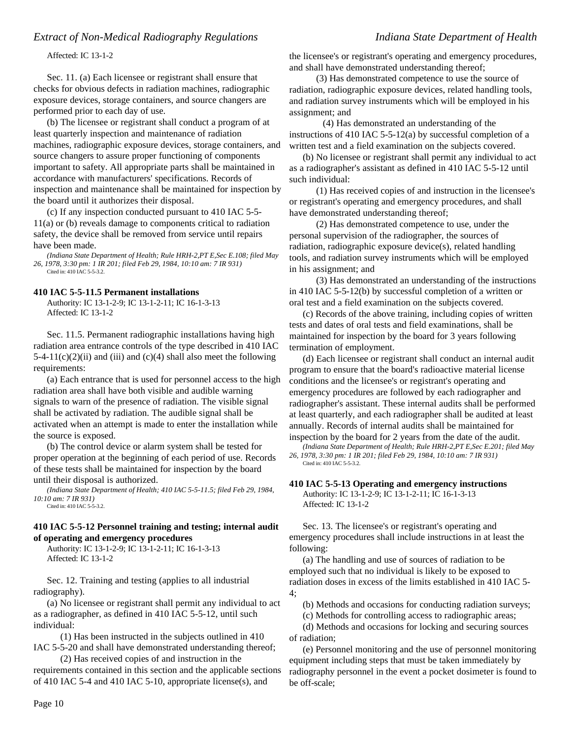Affected: IC 13-1-2

Sec. 11. (a) Each licensee or registrant shall ensure that checks for obvious defects in radiation machines, radiographic exposure devices, storage containers, and source changers are performed prior to each day of use.

(b) The licensee or registrant shall conduct a program of at least quarterly inspection and maintenance of radiation machines, radiographic exposure devices, storage containers, and source changers to assure proper functioning of components important to safety. All appropriate parts shall be maintained in accordance with manufacturers' specifications. Records of inspection and maintenance shall be maintained for inspection by the board until it authorizes their disposal.

(c) If any inspection conducted pursuant to 410 IAC 5-5-11(a) or (b) reveals damage to components critical to radiation safety, the device shall be removed from service until repairs have been made.

*(Indiana State Department of Health; Rule HRH-2,PT E,Sec E.108; filed May 26, 1978, 3:30 pm: 1 IR 201; filed Feb 29, 1984, 10:10 am: 7 IR 931)*
Cited in: 410 IAC 5-5-3.2.

**410 IAC 5-5-11.5 Permanent installations**

Authority: IC 13-1-2-9; IC 13-1-2-11; IC 16-1-3-13
Affected: IC 13-1-2

Sec. 11.5. Permanent radiographic installations having high radiation area entrance controls of the type described in 410 IAC 5-4-11(c)(2)(ii) and (iii) and (c)(4) shall also meet the following requirements:

(a) Each entrance that is used for personnel access to the high radiation area shall have both visible and audible warning signals to warn of the presence of radiation. The visible signal shall be activated by radiation. The audible signal shall be activated when an attempt is made to enter the installation while the source is exposed.

(b) The control device or alarm system shall be tested for proper operation at the beginning of each period of use. Records of these tests shall be maintained for inspection by the board until their disposal is authorized.

*(Indiana State Department of Health; 410 IAC 5-5-11.5; filed Feb 29, 1984, 10:10 am: 7 IR 931)*
Cited in: 410 IAC 5-5-3.2.

**410 IAC 5-5-12 Personnel training and testing; internal audit of operating and emergency procedures**

Authority: IC 13-1-2-9; IC 13-1-2-11; IC 16-1-3-13
Affected: IC 13-1-2

Sec. 12. Training and testing (applies to all industrial radiography).

(a) No licensee or registrant shall permit any individual to act as a radiographer, as defined in 410 IAC 5-5-12, until such individual:

(1) Has been instructed in the subjects outlined in 410 IAC 5-5-20 and shall have demonstrated understanding thereof;

(2) Has received copies of and instruction in the requirements contained in this section and the applicable sections of 410 IAC 5-4 and 410 IAC 5-10, appropriate license(s), and the licensee's or registrant's operating and emergency procedures, and shall have demonstrated understanding thereof;

(3) Has demonstrated competence to use the source of radiation, radiographic exposure devices, related handling tools, and radiation survey instruments which will be employed in his assignment; and

(4) Has demonstrated an understanding of the instructions of 410 IAC 5-5-12(a) by successful completion of a written test and a field examination on the subjects covered.

(b) No licensee or registrant shall permit any individual to act as a radiographer's assistant as defined in 410 IAC 5-5-12 until such individual:

(1) Has received copies of and instruction in the licensee's or registrant's operating and emergency procedures, and shall have demonstrated understanding thereof;

(2) Has demonstrated competence to use, under the personal supervision of the radiographer, the sources of radiation, radiographic exposure device(s), related handling tools, and radiation survey instruments which will be employed in his assignment; and

(3) Has demonstrated an understanding of the instructions in 410 IAC 5-5-12(b) by successful completion of a written or oral test and a field examination on the subjects covered.

(c) Records of the above training, including copies of written tests and dates of oral tests and field examinations, shall be maintained for inspection by the board for 3 years following termination of employment.

(d) Each licensee or registrant shall conduct an internal audit program to ensure that the board's radioactive material license conditions and the licensee's or registrant's operating and emergency procedures are followed by each radiographer and radiographer's assistant. These internal audits shall be performed at least quarterly, and each radiographer shall be audited at least annually. Records of internal audits shall be maintained for inspection by the board for 2 years from the date of the audit.

*(Indiana State Department of Health; Rule HRH-2,PT E,Sec E.201; filed May 26, 1978, 3:30 pm: 1 IR 201; filed Feb 29, 1984, 10:10 am: 7 IR 931)*
Cited in: 410 IAC 5-5-3.2.

**410 IAC 5-5-13 Operating and emergency instructions**

Authority: IC 13-1-2-9; IC 13-1-2-11; IC 16-1-3-13
Affected: IC 13-1-2

Sec. 13. The licensee's or registrant's operating and emergency procedures shall include instructions in at least the following:

(a) The handling and use of sources of radiation to be employed such that no individual is likely to be exposed to radiation doses in excess of the limits established in 410 IAC 5-4;

(b) Methods and occasions for conducting radiation surveys;

(c) Methods for controlling access to radiographic areas;

(d) Methods and occasions for locking and securing sources of radiation;

(e) Personnel monitoring and the use of personnel monitoring equipment including steps that must be taken immediately by radiography personnel in the event a pocket dosimeter is found to be off-scale;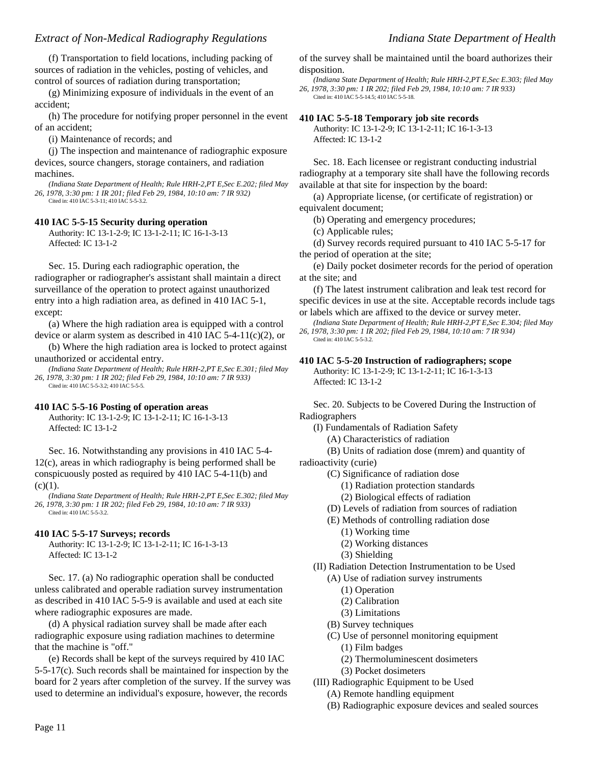(f) Transportation to field locations, including packing of sources of radiation in the vehicles, posting of vehicles, and control of sources of radiation during transportation;

(g) Minimizing exposure of individuals in the event of an accident;

(h) The procedure for notifying proper personnel in the event of an accident;

(i) Maintenance of records; and

(j) The inspection and maintenance of radiographic exposure devices, source changers, storage containers, and radiation machines.

*(Indiana State Department of Health; Rule HRH-2,PT E,Sec E.202; filed May 26, 1978, 3:30 pm: 1 IR 201; filed Feb 29, 1984, 10:10 am: 7 IR 932)*
Cited in: 410 IAC 5-3-11; 410 IAC 5-5-3.2.

**410 IAC 5-5-15 Security during operation**

Authority: IC 13-1-2-9; IC 13-1-2-11; IC 16-1-3-13
Affected: IC 13-1-2

Sec. 15. During each radiographic operation, the radiographer or radiographer's assistant shall maintain a direct surveillance of the operation to protect against unauthorized entry into a high radiation area, as defined in 410 IAC 5-1, except:

(a) Where the high radiation area is equipped with a control device or alarm system as described in 410 IAC 5-4-11(c)(2), or

(b) Where the high radiation area is locked to protect against unauthorized or accidental entry.

*(Indiana State Department of Health; Rule HRH-2,PT E,Sec E.301; filed May 26, 1978, 3:30 pm: 1 IR 202; filed Feb 29, 1984, 10:10 am: 7 IR 933)*
Cited in: 410 IAC 5-5-3.2; 410 IAC 5-5-5.

**410 IAC 5-5-16 Posting of operation areas**

Authority: IC 13-1-2-9; IC 13-1-2-11; IC 16-1-3-13
Affected: IC 13-1-2

Sec. 16. Notwithstanding any provisions in 410 IAC 5-4-12(c), areas in which radiography is being performed shall be conspicuously posted as required by 410 IAC 5-4-11(b) and (c)(1).

*(Indiana State Department of Health; Rule HRH-2,PT E,Sec E.302; filed May 26, 1978, 3:30 pm: 1 IR 202; filed Feb 29, 1984, 10:10 am: 7 IR 933)*
Cited in: 410 IAC 5-5-3.2.

**410 IAC 5-5-17 Surveys; records**

Authority: IC 13-1-2-9; IC 13-1-2-11; IC 16-1-3-13
Affected: IC 13-1-2

Sec. 17. (a) No radiographic operation shall be conducted unless calibrated and operable radiation survey instrumentation as described in 410 IAC 5-5-9 is available and used at each site where radiographic exposures are made.

(d) A physical radiation survey shall be made after each radiographic exposure using radiation machines to determine that the machine is "off."

(e) Records shall be kept of the surveys required by 410 IAC 5-5-17(c). Such records shall be maintained for inspection by the board for 2 years after completion of the survey. If the survey was used to determine an individual's exposure, however, the records of the survey shall be maintained until the board authorizes their disposition.

*(Indiana State Department of Health; Rule HRH-2,PT E,Sec E.303; filed May 26, 1978, 3:30 pm: 1 IR 202; filed Feb 29, 1984, 10:10 am: 7 IR 933)*
Cited in: 410 IAC 5-5-14.5; 410 IAC 5-5-18.

**410 IAC 5-5-18 Temporary job site records**

Authority: IC 13-1-2-9; IC 13-1-2-11; IC 16-1-3-13
Affected: IC 13-1-2

Sec. 18. Each licensee or registrant conducting industrial radiography at a temporary site shall have the following records available at that site for inspection by the board:

(a) Appropriate license, (or certificate of registration) or equivalent document;

(b) Operating and emergency procedures;

(c) Applicable rules;

(d) Survey records required pursuant to 410 IAC 5-5-17 for the period of operation at the site;

(e) Daily pocket dosimeter records for the period of operation at the site; and

(f) The latest instrument calibration and leak test record for specific devices in use at the site. Acceptable records include tags or labels which are affixed to the device or survey meter.

*(Indiana State Department of Health; Rule HRH-2,PT E,Sec E.304; filed May 26, 1978, 3:30 pm: 1 IR 202; filed Feb 29, 1984, 10:10 am: 7 IR 934)*
Cited in: 410 IAC 5-5-3.2.

**410 IAC 5-5-20 Instruction of radiographers; scope**

Authority: IC 13-1-2-9; IC 13-1-2-11; IC 16-1-3-13
Affected: IC 13-1-2

Sec. 20. Subjects to be Covered During the Instruction of Radiographers

- (I) Fundamentals of Radiation Safety
  - (A) Characteristics of radiation
  - (B) Units of radiation dose (mrem) and quantity of radioactivity (curie)
  - (C) Significance of radiation dose
    - (1) Radiation protection standards
    - (2) Biological effects of radiation
  - (D) Levels of radiation from sources of radiation
  - (E) Methods of controlling radiation dose
    - (1) Working time
    - (2) Working distances
    - (3) Shielding
- (II) Radiation Detection Instrumentation to be Used
  - (A) Use of radiation survey instruments
    - (1) Operation
    - (2) Calibration
    - (3) Limitations
  - (B) Survey techniques
  - (C) Use of personnel monitoring equipment
    - (1) Film badges
    - (2) Thermoluminescent dosimeters
    - (3) Pocket dosimeters
- (III) Radiographic Equipment to be Used
  - (A) Remote handling equipment
  - (B) Radiographic exposure devices and sealed sources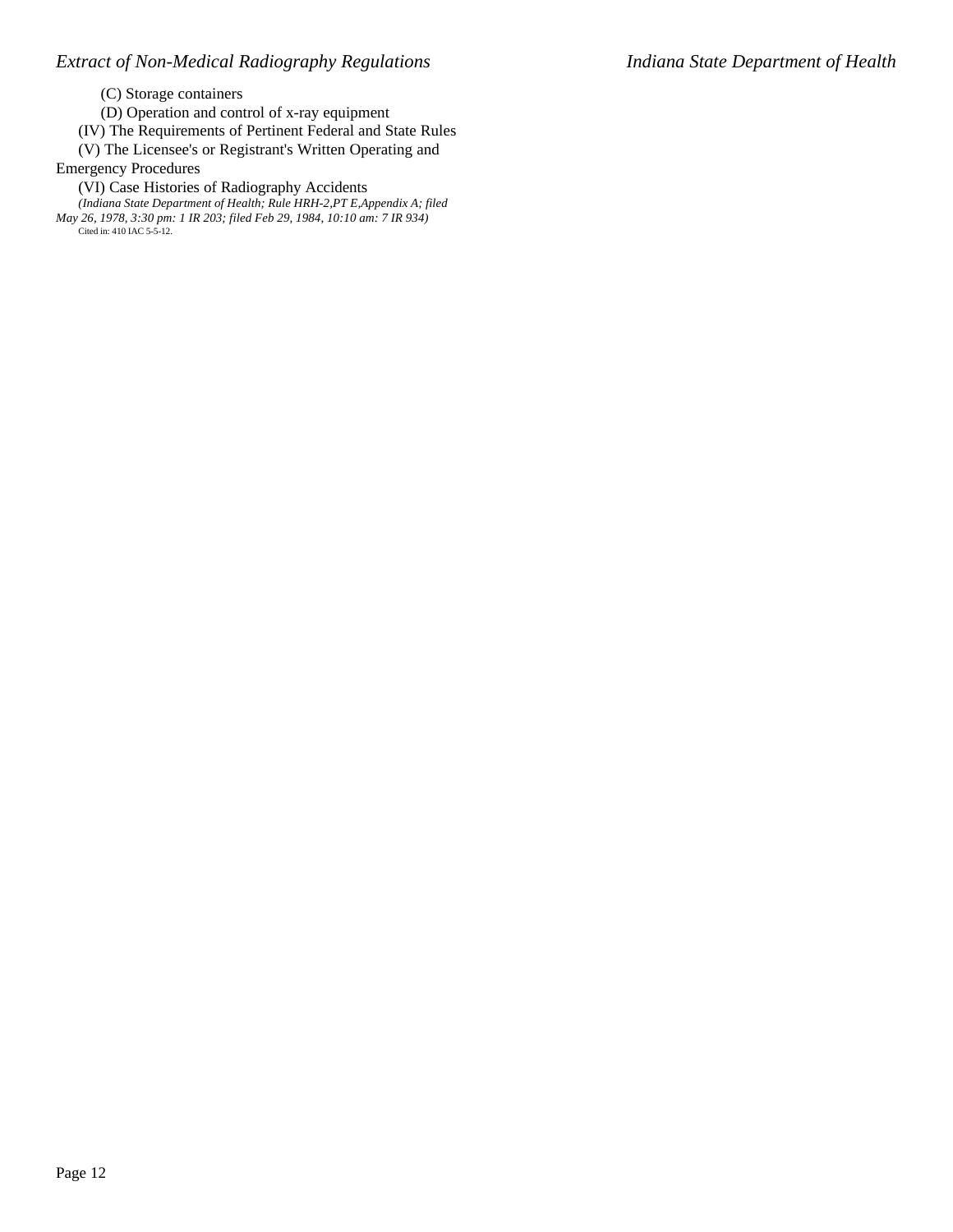(C) Storage containers

(D) Operation and control of x-ray equipment

(IV) The Requirements of Pertinent Federal and State Rules

(V) The Licensee's or Registrant's Written Operating and Emergency Procedures

(VI) Case Histories of Radiography Accidents

*(Indiana State Department of Health; Rule HRH-2,PT E,Appendix A; filed May 26, 1978, 3:30 pm: 1 IR 203; filed Feb 29, 1984, 10:10 am: 7 IR 934)*

Cited in: 410 IAC 5-5-12.